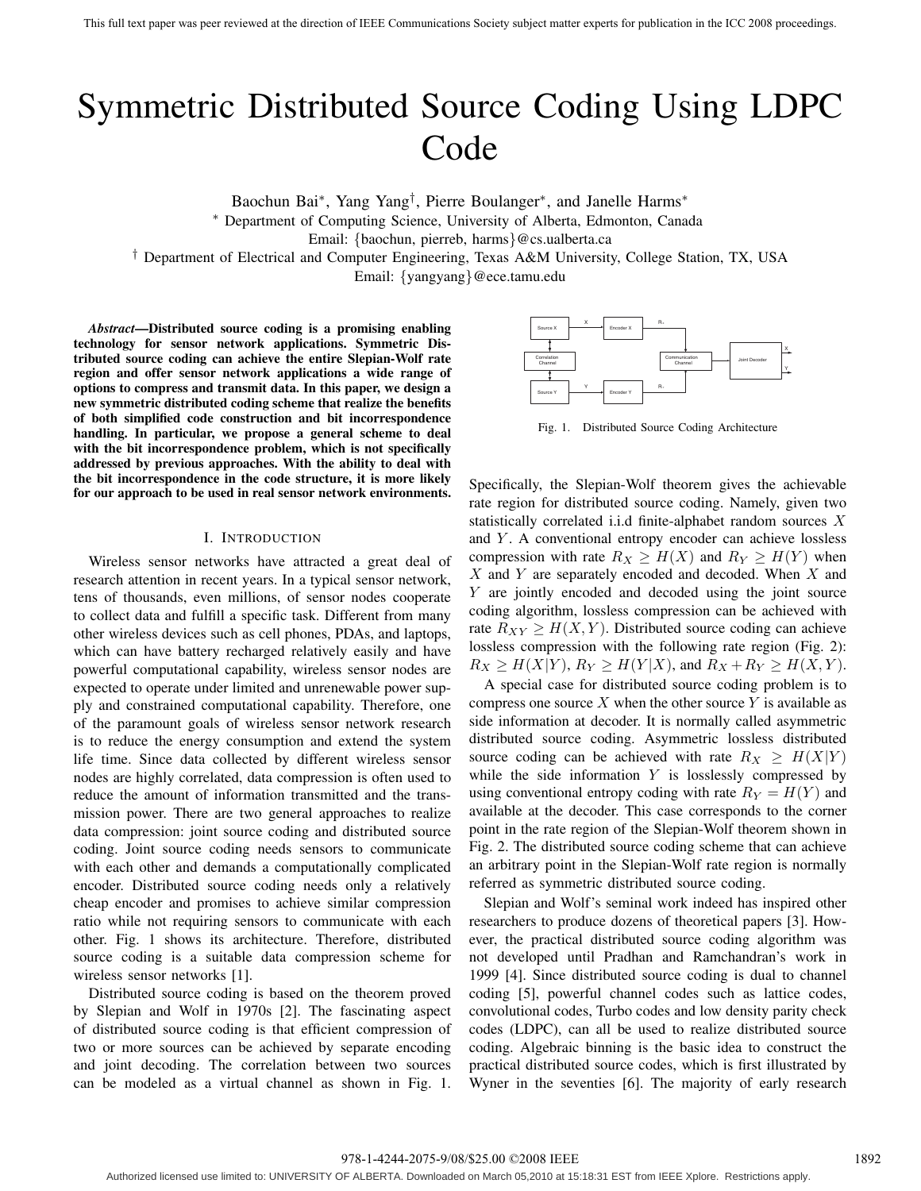# Symmetric Distributed Source Coding Using LDPC Code

Baochun Bai*, Yang Yang†, Pierre Boulanger*, and Janelle Harms*

* Department of Computing Science, University of Alberta, Edmonton, Canada

Email: {baochun, pierreb, harms}@cs.ualberta.ca

† Department of Electrical and Computer Engineering, Texas A&M University, College Station, TX, USA

Email: {yangyang}@ece.tamu.edu

***Abstract*—Distributed source coding is a promising enabling technology for sensor network applications. Symmetric Distributed source coding can achieve the entire Slepian-Wolf rate region and offer sensor network applications a wide range of options to compress and transmit data. In this paper, we design a new symmetric distributed coding scheme that realize the benefits of both simplified code construction and bit incorrespondence handling. In particular, we propose a general scheme to deal with the bit incorrespondence problem, which is not specifically addressed by previous approaches. With the ability to deal with the bit incorrespondence in the code structure, it is more likely for our approach to be used in real sensor network environments.**

## I. Introduction

Wireless sensor networks have attracted a great deal of research attention in recent years. In a typical sensor network, tens of thousands, even millions, of sensor nodes cooperate to collect data and fulfill a specific task. Different from many other wireless devices such as cell phones, PDAs, and laptops, which can have battery recharged relatively easily and have powerful computational capability, wireless sensor nodes are expected to operate under limited and unrenewable power supply and constrained computational capability. Therefore, one of the paramount goals of wireless sensor network research is to reduce the energy consumption and extend the system life time. Since data collected by different wireless sensor nodes are highly correlated, data compression is often used to reduce the amount of information transmitted and the transmission power. There are two general approaches to realize data compression: joint source coding and distributed source coding. Joint source coding needs sensors to communicate with each other and demands a computationally complicated encoder. Distributed source coding needs only a relatively cheap encoder and promises to achieve similar compression ratio while not requiring sensors to communicate with each other. Fig. 1 shows its architecture. Therefore, distributed source coding is a suitable data compression scheme for wireless sensor networks [1].

Distributed source coding is based on the theorem proved by Slepian and Wolf in 1970s [2]. The fascinating aspect of distributed source coding is that efficient compression of two or more sources can be achieved by separate encoding and joint decoding. The correlation between two sources can be modeled as a virtual channel as shown in Fig. 1.

Fig. 1. Distributed Source Coding Architecture

Specifically, the Slepian-Wolf theorem gives the achievable rate region for distributed source coding. Namely, given two statistically correlated i.i.d finite-alphabet random sources $X$ and $Y$. A conventional entropy encoder can achieve lossless compression with rate $R_X \geq H(X)$ and $R_Y \geq H(Y)$ when $X$ and $Y$ are separately encoded and decoded. When $X$ and $Y$ are jointly encoded and decoded using the joint source coding algorithm, lossless compression can be achieved with rate $R_{XY} \geq H(X,Y)$. Distributed source coding can achieve lossless compression with the following rate region (Fig. 2): $R_X \geq H(X|Y)$, $R_Y \geq H(Y|X)$, and $R_X + R_Y \geq H(X,Y)$.

A special case for distributed source coding problem is to compress one source $X$ when the other source $Y$ is available as side information at decoder. It is normally called asymmetric distributed source coding. Asymmetric lossless distributed source coding can be achieved with rate $R_X \geq H(X|Y)$ while the side information $Y$ is losslessly compressed by using conventional entropy coding with rate $R_Y = H(Y)$ and available at the decoder. This case corresponds to the corner point in the rate region of the Slepian-Wolf theorem shown in Fig. 2. The distributed source coding scheme that can achieve an arbitrary point in the Slepian-Wolf rate region is normally referred as symmetric distributed source coding.

Slepian and Wolf's seminal work indeed has inspired other researchers to produce dozens of theoretical papers [3]. However, the practical distributed source coding algorithm was not developed until Pradhan and Ramchandran's work in 1999 [4]. Since distributed source coding is dual to channel coding [5], powerful channel codes such as lattice codes, convolutional codes, Turbo codes and low density parity check codes (LDPC), can all be used to realize distributed source coding. Algebraic binning is the basic idea to construct the practical distributed source codes, which is first illustrated by Wyner in the seventies [6]. The majority of early research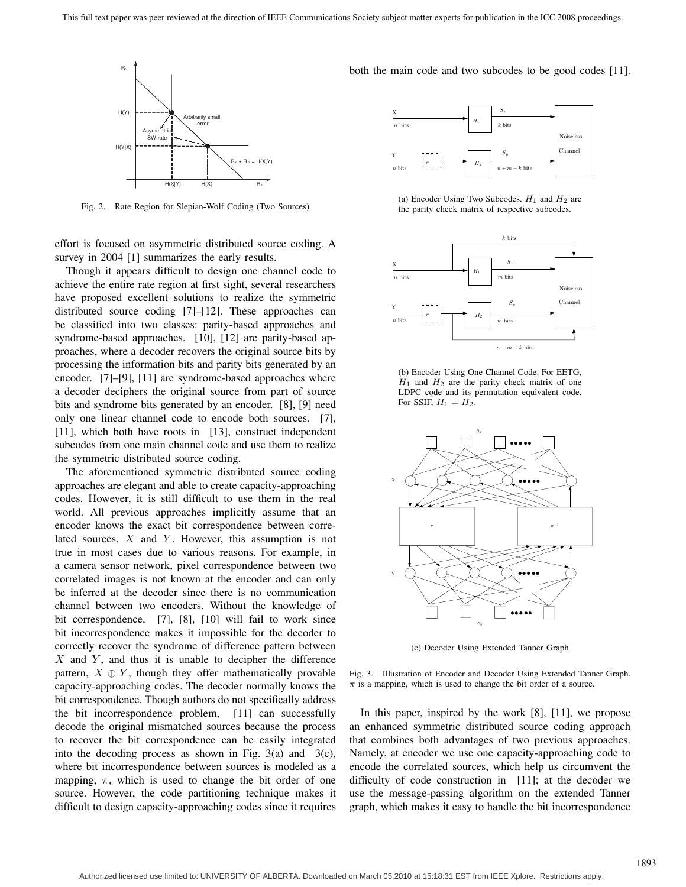Fig. 2. Rate Region for Slepian-Wolf Coding (Two Sources)

effort is focused on asymmetric distributed source coding. A survey in 2004 [1] summarizes the early results.

Though it appears difficult to design one channel code to achieve the entire rate region at first sight, several researchers have proposed excellent solutions to realize the symmetric distributed source coding [7]–[12]. These approaches can be classified into two classes: parity-based approaches and syndrome-based approaches. [10], [12] are parity-based approaches, where a decoder recovers the original source bits by processing the information bits and parity bits generated by an encoder. [7]–[9], [11] are syndrome-based approaches where a decoder deciphers the original source from part of source bits and syndrome bits generated by an encoder. [8], [9] need only one linear channel code to encode both sources. [7], [11], which both have roots in [13], construct independent subcodes from one main channel code and use them to realize the symmetric distributed source coding.

The aforementioned symmetric distributed source coding approaches are elegant and able to create capacity-approaching codes. However, it is still difficult to use them in the real world. All previous approaches implicitly assume that an encoder knows the exact bit correspondence between correlated sources, $X$ and $Y$. However, this assumption is not true in most cases due to various reasons. For example, in a camera sensor network, pixel correspondence between two correlated images is not known at the encoder and can only be inferred at the decoder since there is no communication channel between two encoders. Without the knowledge of bit correspondence, [7], [8], [10] will fail to work since bit incorrespondence makes it impossible for the decoder to correctly recover the syndrome of difference pattern between $X$ and $Y$, and thus it is unable to decipher the difference pattern, $X \oplus Y$, though they offer mathematically provable capacity-approaching codes. The decoder normally knows the bit correspondence. Though authors do not specifically address the bit incorrespondence problem, [11] can successfully decode the original mismatched sources because the process to recover the bit correspondence can be easily integrated into the decoding process as shown in Fig. 3(a) and 3(c), where bit incorrespondence between sources is modeled as a mapping, $\pi$, which is used to change the bit order of one source. However, the code partitioning technique makes it difficult to design capacity-approaching codes since it requires both the main code and two subcodes to be good codes [11].

(a) Encoder Using Two Subcodes. $H_1$ and $H_2$ are the parity check matrix of respective subcodes.

(b) Encoder Using One Channel Code. For EETG, $H_1$ and $H_2$ are the parity check matrix of one LDPC code and its permutation equivalent code. For SSIF, $H_1 = H_2$.

(c) Decoder Using Extended Tanner Graph

Fig. 3. Illustration of Encoder and Decoder Using Extended Tanner Graph. $\pi$ is a mapping, which is used to change the bit order of a source.

In this paper, inspired by the work [8], [11], we propose an enhanced symmetric distributed source coding approach that combines both advantages of two previous approaches. Namely, at encoder we use one capacity-approaching code to encode the correlated sources, which help us circumvent the difficulty of code construction in [11]; at the decoder we use the message-passing algorithm on the extended Tanner graph, which makes it easy to handle the bit incorrespondence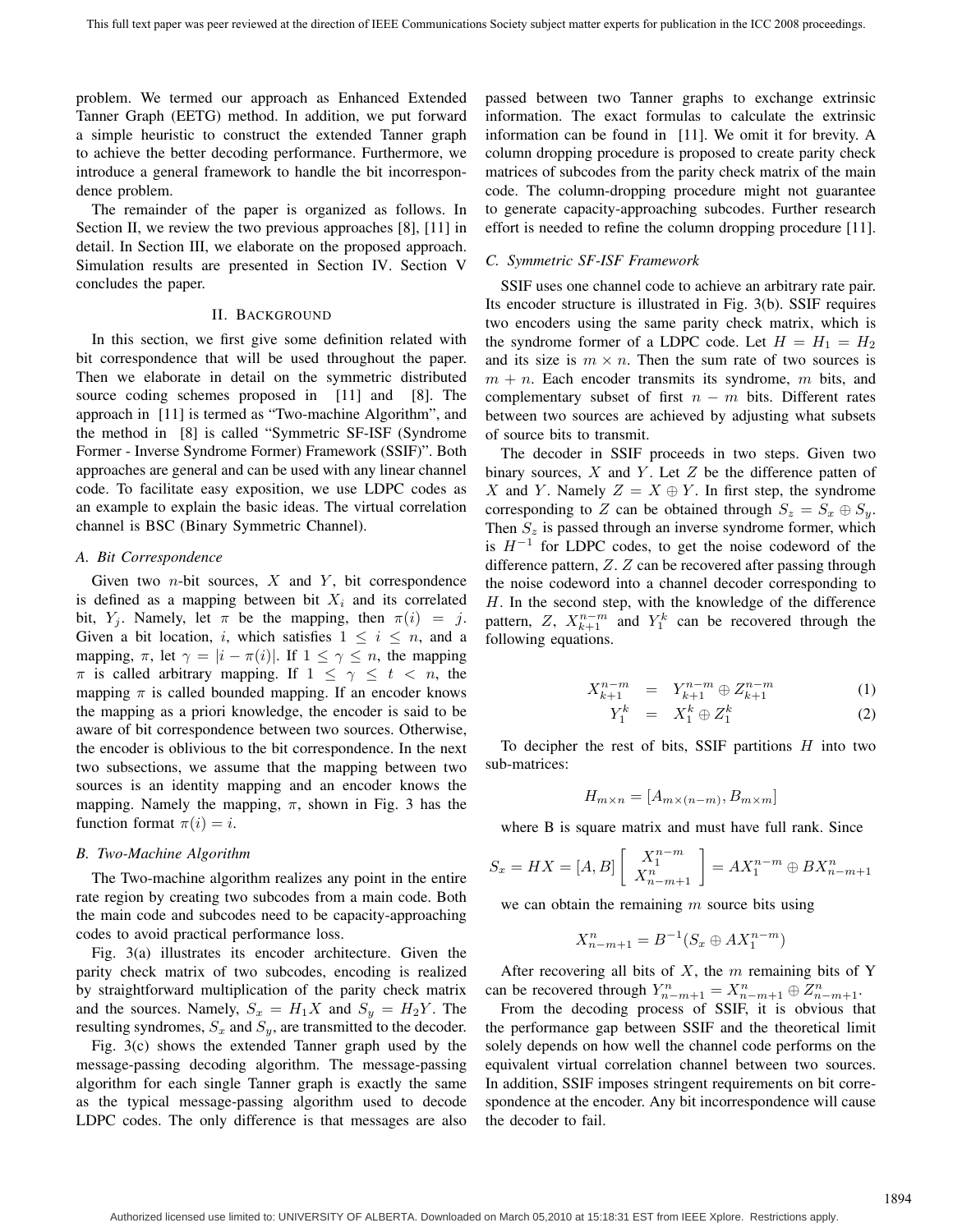problem. We termed our approach as Enhanced Extended Tanner Graph (EETG) method. In addition, we put forward a simple heuristic to construct the extended Tanner graph to achieve the better decoding performance. Furthermore, we introduce a general framework to handle the bit incorrespondence problem.

The remainder of the paper is organized as follows. In Section II, we review the two previous approaches [8], [11] in detail. In Section III, we elaborate on the proposed approach. Simulation results are presented in Section IV. Section V concludes the paper.

## II. Background

In this section, we first give some definition related with bit correspondence that will be used throughout the paper. Then we elaborate in detail on the symmetric distributed source coding schemes proposed in [11] and [8]. The approach in [11] is termed as "Two-machine Algorithm", and the method in [8] is called "Symmetric SF-ISF (Syndrome Former - Inverse Syndrome Former) Framework (SSIF)". Both approaches are general and can be used with any linear channel code. To facilitate easy exposition, we use LDPC codes as an example to explain the basic ideas. The virtual correlation channel is BSC (Binary Symmetric Channel).

### A. Bit Correspondence

Given two $n$-bit sources, $X$ and $Y$, bit correspondence is defined as a mapping between bit $X_i$ and its correlated bit, $Y_j$. Namely, let $\pi$ be the mapping, then $\pi(i) = j$. Given a bit location, $i$, which satisfies $1 \leq i \leq n$, and a mapping, $\pi$, let $\gamma = |i - \pi(i)|$. If $1 \leq \gamma \leq n$, the mapping $\pi$ is called arbitrary mapping. If $1 \leq \gamma \leq t < n$, the mapping $\pi$ is called bounded mapping. If an encoder knows the mapping as a priori knowledge, the encoder is said to be aware of bit correspondence between two sources. Otherwise, the encoder is oblivious to the bit correspondence. In the next two subsections, we assume that the mapping between two sources is an identity mapping and an encoder knows the mapping. Namely the mapping, $\pi$, shown in Fig. 3 has the function format $\pi(i) = i$.

### B. Two-Machine Algorithm

The Two-machine algorithm realizes any point in the entire rate region by creating two subcodes from a main code. Both the main code and subcodes need to be capacity-approaching codes to avoid practical performance loss.

Fig. 3(a) illustrates its encoder architecture. Given the parity check matrix of two subcodes, encoding is realized by straightforward multiplication of the parity check matrix and the sources. Namely, $S_x = H_1 X$ and $S_y = H_2 Y$. The resulting syndromes, $S_x$ and $S_y$, are transmitted to the decoder.

Fig. 3(c) shows the extended Tanner graph used by the message-passing decoding algorithm. The message-passing algorithm for each single Tanner graph is exactly the same as the typical message-passing algorithm used to decode LDPC codes. The only difference is that messages are also passed between two Tanner graphs to exchange extrinsic information. The exact formulas to calculate the extrinsic information can be found in [11]. We omit it for brevity. A column dropping procedure is proposed to create parity check matrices of subcodes from the parity check matrix of the main code. The column-dropping procedure might not guarantee to generate capacity-approaching subcodes. Further research effort is needed to refine the column dropping procedure [11].

### C. Symmetric SF-ISF Framework

SSIF uses one channel code to achieve an arbitrary rate pair. Its encoder structure is illustrated in Fig. 3(b). SSIF requires two encoders using the same parity check matrix, which is the syndrome former of a LDPC code. Let $H = H_1 = H_2$ and its size is $m \times n$. Then the sum rate of two sources is $m + n$. Each encoder transmits its syndrome, $m$ bits, and complementary subset of first $n - m$ bits. Different rates between two sources are achieved by adjusting what subsets of source bits to transmit.

The decoder in SSIF proceeds in two steps. Given two binary sources, $X$ and $Y$. Let $Z$ be the difference patten of $X$ and $Y$. Namely $Z = X \oplus Y$. In first step, the syndrome corresponding to $Z$ can be obtained through $S_z = S_x \oplus S_y$. Then $S_z$ is passed through an inverse syndrome former, which is $H^{-1}$ for LDPC codes, to get the noise codeword of the difference pattern, $Z$. $Z$ can be recovered after passing through the noise codeword into a channel decoder corresponding to $H$. In the second step, with the knowledge of the difference pattern, $Z$, $X_{k+1}^{n-m}$ and $Y_1^k$ can be recovered through the following equations.

$$X_{k+1}^{n-m} = Y_{k+1}^{n-m} \oplus Z_{k+1}^{n-m} \tag{1}$$

$$Y_1^k = X_1^k \oplus Z_1^k \tag{2}$$

To decipher the rest of bits, SSIF partitions $H$ into two sub-matrices:

$$H_{m \times n} = [A_{m \times (n-m)}, B_{m \times m}]$$

where B is square matrix and must have full rank. Since

$$S_x = HX = [A, B] \begin{bmatrix} X_1^{n-m} \\ X_{n-m+1}^n \end{bmatrix} = AX_1^{n-m} \oplus BX_{n-m+1}^n$$

we can obtain the remaining $m$ source bits using

$$X_{n-m+1}^n = B^{-1}(S_x \oplus AX_1^{n-m})$$

After recovering all bits of $X$, the $m$ remaining bits of Y can be recovered through $Y_{n-m+1}^n = X_{n-m+1}^n \oplus Z_{n-m+1}^n$.

From the decoding process of SSIF, it is obvious that the performance gap between SSIF and the theoretical limit solely depends on how well the channel code performs on the equivalent virtual correlation channel between two sources. In addition, SSIF imposes stringent requirements on bit correspondence at the encoder. Any bit incorrespondence will cause the decoder to fail.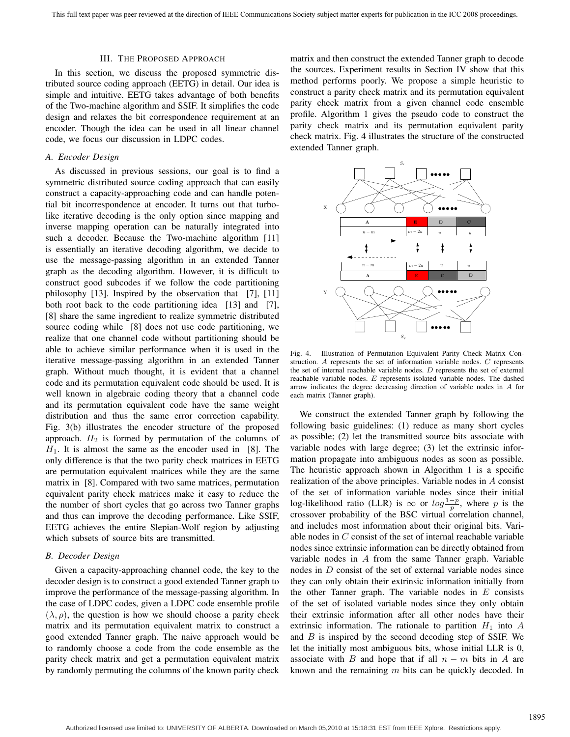### III. The Proposed Approach

In this section, we discuss the proposed symmetric distributed source coding approach (EETG) in detail. Our idea is simple and intuitive. EETG takes advantage of both benefits of the Two-machine algorithm and SSIF. It simplifies the code design and relaxes the bit correspondence requirement at an encoder. Though the idea can be used in all linear channel code, we focus our discussion in LDPC codes.

#### A. Encoder Design

As discussed in previous sessions, our goal is to find a symmetric distributed source coding approach that can easily construct a capacity-approaching code and can handle potential bit incorrespondence at encoder. It turns out that turbo-like iterative decoding is the only option since mapping and inverse mapping operation can be naturally integrated into such a decoder. Because the Two-machine algorithm [11] is essentially an iterative decoding algorithm, we decide to use the message-passing algorithm in an extended Tanner graph as the decoding algorithm. However, it is difficult to construct good subcodes if we follow the code partitioning philosophy [13]. Inspired by the observation that [7], [11] both root back to the code partitioning idea [13] and [7], [8] share the same ingredient to realize symmetric distributed source coding while [8] does not use code partitioning, we realize that one channel code without partitioning should be able to achieve similar performance when it is used in the iterative message-passing algorithm in an extended Tanner graph. Without much thought, it is evident that a channel code and its permutation equivalent code should be used. It is well known in algebraic coding theory that a channel code and its permutation equivalent code have the same weight distribution and thus the same error correction capability. Fig. 3(b) illustrates the encoder structure of the proposed approach. $H_2$ is formed by permutation of the columns of $H_1$. It is almost the same as the encoder used in [8]. The only difference is that the two parity check matrices in EETG are permutation equivalent matrices while they are the same matrix in [8]. Compared with two same matrices, permutation equivalent parity check matrices make it easy to reduce the the number of short cycles that go across two Tanner graphs and thus can improve the decoding performance. Like SSIF, EETG achieves the entire Slepian-Wolf region by adjusting which subsets of source bits are transmitted.

#### B. Decoder Design

Given a capacity-approaching channel code, the key to the decoder design is to construct a good extended Tanner graph to improve the performance of the message-passing algorithm. In the case of LDPC codes, given a LDPC code ensemble profile $(\lambda, \rho)$, the question is how we should choose a parity check matrix and its permutation equivalent matrix to construct a good extended Tanner graph. The naive approach would be to randomly choose a code from the code ensemble as the parity check matrix and get a permutation equivalent matrix by randomly permuting the columns of the known parity check matrix and then construct the extended Tanner graph to decode the sources. Experiment results in Section IV show that this method performs poorly. We propose a simple heuristic to construct a parity check matrix and its permutation equivalent parity check matrix from a given channel code ensemble profile. Algorithm 1 gives the pseudo code to construct the parity check matrix and its permutation equivalent parity check matrix. Fig. 4 illustrates the structure of the constructed extended Tanner graph.

Fig. 4. Illustration of Permutation Equivalent Parity Check Matrix Construction. $A$ represents the set of information variable nodes. $C$ represents the set of internal reachable variable nodes. $D$ represents the set of external reachable variable nodes. $E$ represents isolated variable nodes. The dashed arrow indicates the degree decreasing direction of variable nodes in $A$ for each matrix (Tanner graph).

We construct the extended Tanner graph by following the following basic guidelines: (1) reduce as many short cycles as possible; (2) let the transmitted source bits associate with variable nodes with large degree; (3) let the extrinsic information propagate into ambiguous nodes as soon as possible. The heuristic approach shown in Algorithm 1 is a specific realization of the above principles. Variable nodes in $A$ consist of the set of information variable nodes since their initial log-likelihood ratio (LLR) is $\infty$ or $log\frac{1-p}{p}$, where $p$ is the crossover probability of the BSC virtual correlation channel, and includes most information about their original bits. Variable nodes in $C$ consist of the set of internal reachable variable nodes since extrinsic information can be directly obtained from variable nodes in $A$ from the same Tanner graph. Variable nodes in $D$ consist of the set of external variable nodes since they can only obtain their extrinsic information initially from the other Tanner graph. The variable nodes in $E$ consists of the set of isolated variable nodes since they only obtain their extrinsic information after all other nodes have their extrinsic information. The rationale to partition $H_1$ into $A$ and $B$ is inspired by the second decoding step of SSIF. We let the initially most ambiguous bits, whose initial LLR is 0, associate with $B$ and hope that if all $n-m$ bits in $A$ are known and the remaining $m$ bits can be quickly decoded. In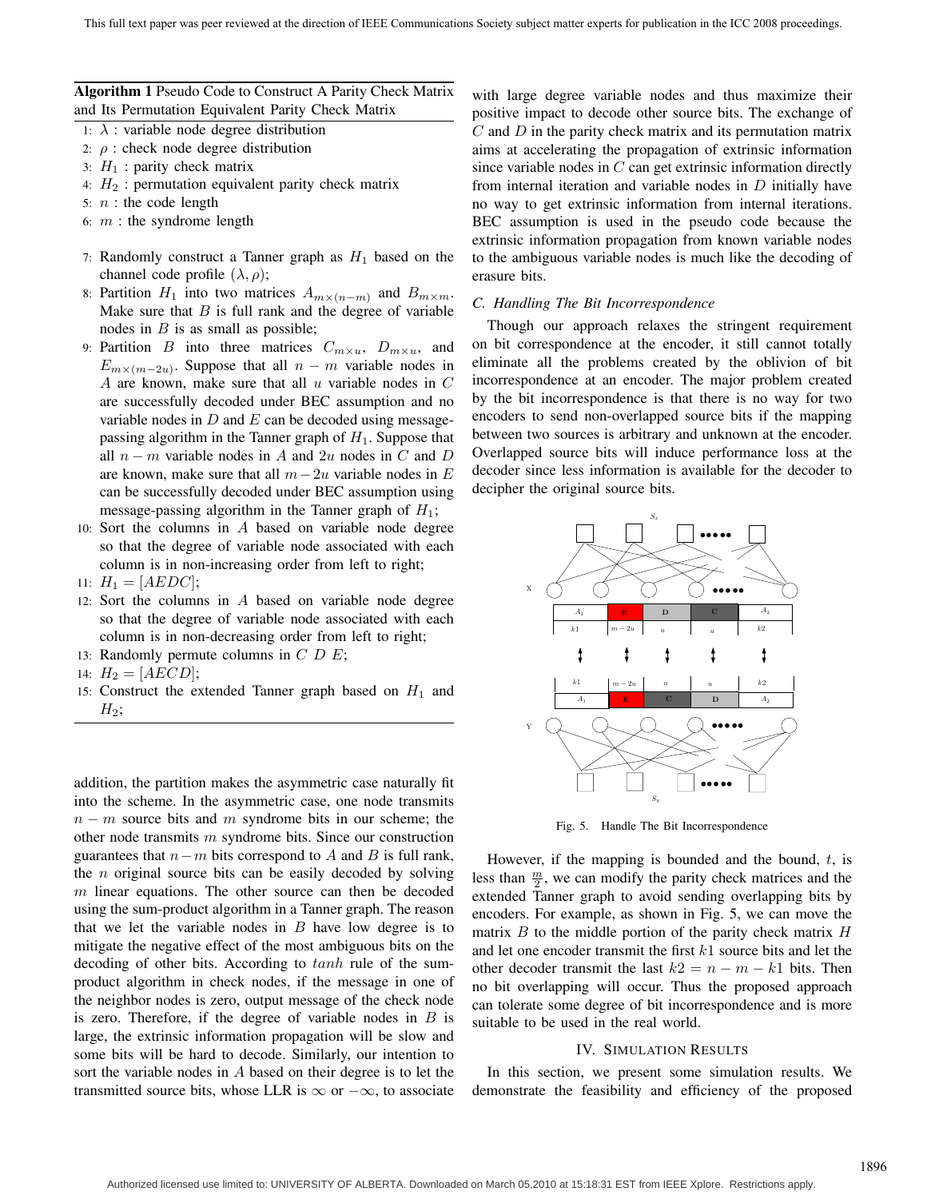**Algorithm 1** Pseudo Code to Construct A Parity Check Matrix and Its Permutation Equivalent Parity Check Matrix

```
1:  λ : variable node degree distribution
2:  ρ : check node degree distribution
3:  H1 : parity check matrix
4:  H2 : permutation equivalent parity check matrix
5:  n : the code length
6:  m : the syndrome length
7:  Randomly construct a Tanner graph as H1 based on the channel code profile (λ, ρ);
8:  Partition H1 into two matrices A_{m×(n−m)} and B_{m×m}. Make sure that B is full rank and the degree of variable nodes in B is as small as possible;
9:  Partition B into three matrices C_{m×u}, D_{m×u}, and E_{m×(m−2u)}. Suppose that all n − m variable nodes in A are known, make sure that all u variable nodes in C are successfully decoded under BEC assumption and no variable nodes in D and E can be decoded using message-passing algorithm in the Tanner graph of H1. Suppose that all n − m variable nodes in A and 2u nodes in C and D are known, make sure that all m − 2u variable nodes in E can be successfully decoded under BEC assumption using message-passing algorithm in the Tanner graph of H1;
10: Sort the columns in A based on variable node degree so that the degree of variable node associated with each column is in non-increasing order from left to right;
11: H1 = [AEDC];
12: Sort the columns in A based on variable node degree so that the degree of variable node associated with each column is in non-decreasing order from left to right;
13: Randomly permute columns in C D E;
14: H2 = [AECD];
15: Construct the extended Tanner graph based on H1 and H2;
```

addition, the partition makes the asymmetric case naturally fit into the scheme. In the asymmetric case, one node transmits $n-m$ source bits and $m$ syndrome bits in our scheme; the other node transmits $m$ syndrome bits. Since our construction guarantees that $n-m$ bits correspond to $A$ and $B$ is full rank, the $n$ original source bits can be easily decoded by solving $m$ linear equations. The other source can then be decoded using the sum-product algorithm in a Tanner graph. The reason that we let the variable nodes in $B$ have low degree is to mitigate the negative effect of the most ambiguous bits on the decoding of other bits. According to $tanh$ rule of the sum-product algorithm in check nodes, if the message in one of the neighbor nodes is zero, output message of the check node is zero. Therefore, if the degree of variable nodes in $B$ is large, the extrinsic information propagation will be slow and some bits will be hard to decode. Similarly, our intention to sort the variable nodes in $A$ based on their degree is to let the transmitted source bits, whose LLR is $\infty$ or $-\infty$, to associate with large degree variable nodes and thus maximize their positive impact to decode other source bits. The exchange of $C$ and $D$ in the parity check matrix and its permutation matrix aims at accelerating the propagation of extrinsic information since variable nodes in $C$ can get extrinsic information directly from internal iteration and variable nodes in $D$ initially have no way to get extrinsic information from internal iterations. BEC assumption is used in the pseudo code because the extrinsic information propagation from known variable nodes to the ambiguous variable nodes is much like the decoding of erasure bits.

### C. Handling The Bit Incorrespondence

Though our approach relaxes the stringent requirement on bit correspondence at the encoder, it still cannot totally eliminate all the problems created by the oblivion of bit incorrespondence at an encoder. The major problem created by the bit incorrespondence is that there is no way for two encoders to send non-overlapped source bits if the mapping between two sources is arbitrary and unknown at the encoder. Overlapped source bits will induce performance loss at the decoder since less information is available for the decoder to decipher the original source bits.

Fig. 5. Handle The Bit Incorrespondence

However, if the mapping is bounded and the bound, $t$, is less than $\frac{m}{2}$, we can modify the parity check matrices and the extended Tanner graph to avoid sending overlapping bits by encoders. For example, as shown in Fig. 5, we can move the matrix $B$ to the middle portion of the parity check matrix $H$ and let one encoder transmit the first $k1$ source bits and let the other decoder transmit the last $k2 = n - m - k1$ bits. Then no bit overlapping will occur. Thus the proposed approach can tolerate some degree of bit incorrespondence and is more suitable to be used in the real world.

## IV. Simulation Results

In this section, we present some simulation results. We demonstrate the feasibility and efficiency of the proposed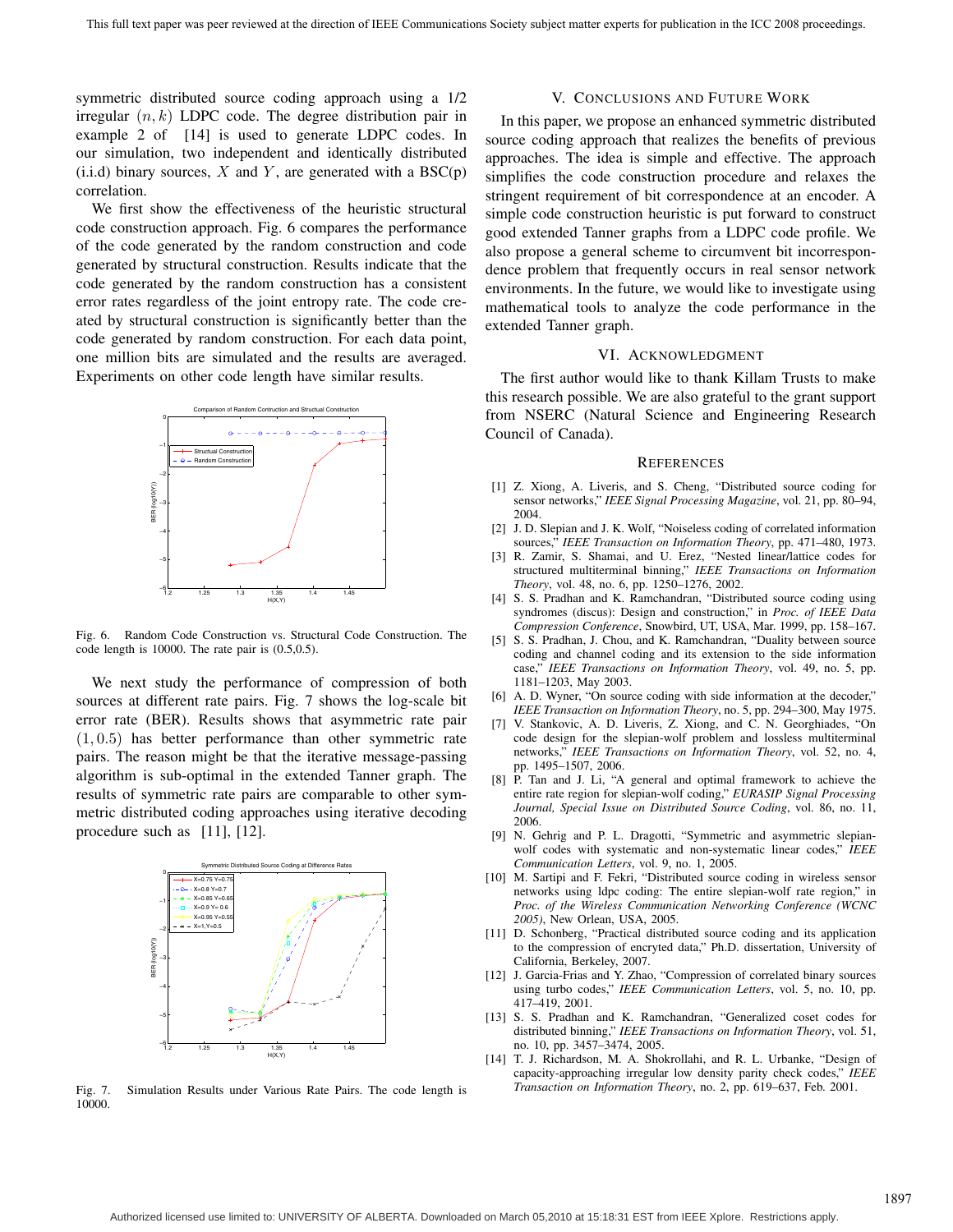symmetric distributed source coding approach using a 1/2 irregular $(n, k)$ LDPC code. The degree distribution pair in example 2 of [14] is used to generate LDPC codes. In our simulation, two independent and identically distributed (i.i.d) binary sources, $X$ and $Y$, are generated with a BSC(p) correlation.

We first show the effectiveness of the heuristic structural code construction approach. Fig. 6 compares the performance of the code generated by the random construction and code generated by structural construction. Results indicate that the code generated by the random construction has a consistent error rates regardless of the joint entropy rate. The code created by structural construction is significantly better than the code generated by random construction. For each data point, one million bits are simulated and the results are averaged. Experiments on other code length have similar results.

Comparison of Random Contruction and Structual Construction

Structual Construction
Random Construction

BER (log10(Y))

H(X,Y)

0
−1
−2
−3
−4
−5
−6
1.2
1.25
1.3
1.35
1.4
1.45

Fig. 6. Random Code Construction vs. Structural Code Construction. The code length is 10000. The rate pair is (0.5,0.5).

We next study the performance of compression of both sources at different rate pairs. Fig. 7 shows the log-scale bit error rate (BER). Results shows that asymmetric rate pair $(1, 0.5)$ has better performance than other symmetric rate pairs. The reason might be that the iterative message-passing algorithm is sub-optimal in the extended Tanner graph. The results of symmetric rate pairs are comparable to other symmetric distributed coding approaches using iterative decoding procedure such as [11], [12].

Symmetric Distributed Source Coding at Difference Rates

X=0.75 Y=0.75
X=0.8 Y=0.7
X=0.85 Y=0.65
X=0.9 Y= 0.6
X=0.95 Y=0.55
X=1,Y=0.5

BER (log10(Y))

H(X,Y)

0
−1
−2
−3
−4
−5
−6
1.2
1.25
1.3
1.35
1.4
1.45

Fig. 7. Simulation Results under Various Rate Pairs. The code length is 10000.

## V. Conclusions and Future Work

In this paper, we propose an enhanced symmetric distributed source coding approach that realizes the benefits of previous approaches. The idea is simple and effective. The approach simplifies the code construction procedure and relaxes the stringent requirement of bit correspondence at an encoder. A simple code construction heuristic is put forward to construct good extended Tanner graphs from a LDPC code profile. We also propose a general scheme to circumvent bit incorrespondence problem that frequently occurs in real sensor network environments. In the future, we would like to investigate using mathematical tools to analyze the code performance in the extended Tanner graph.

## VI. Acknowledgment

The first author would like to thank Killam Trusts to make this research possible. We are also grateful to the grant support from NSERC (Natural Science and Engineering Research Council of Canada).

## References

[1] Z. Xiong, A. Liveris, and S. Cheng, "Distributed source coding for sensor networks," *IEEE Signal Processing Magazine*, vol. 21, pp. 80–94, 2004.

[2] J. D. Slepian and J. K. Wolf, "Noiseless coding of correlated information sources," *IEEE Transaction on Information Theory*, pp. 471–480, 1973.

[3] R. Zamir, S. Shamai, and U. Erez, "Nested linear/lattice codes for structured multiterminal binning," *IEEE Transactions on Information Theory*, vol. 48, no. 6, pp. 1250–1276, 2002.

[4] S. S. Pradhan and K. Ramchandran, "Distributed source coding using syndromes (discus): Design and construction," in *Proc. of IEEE Data Compression Conference*, Snowbird, UT, USA, Mar. 1999, pp. 158–167.

[5] S. S. Pradhan, J. Chou, and K. Ramchandran, "Duality between source coding and channel coding and its extension to the side information case," *IEEE Transactions on Information Theory*, vol. 49, no. 5, pp. 1181–1203, May 2003.

[6] A. D. Wyner, "On source coding with side information at the decoder," *IEEE Transaction on Information Theory*, no. 5, pp. 294–300, May 1975.

[7] V. Stankovic, A. D. Liveris, Z. Xiong, and C. N. Georghiades, "On code design for the slepian-wolf problem and lossless multiterminal networks," *IEEE Transactions on Information Theory*, vol. 52, no. 4, pp. 1495–1507, 2006.

[8] P. Tan and J. Li, "A general and optimal framework to achieve the entire rate region for slepian-wolf coding," *EURASIP Signal Processing Journal, Special Issue on Distributed Source Coding*, vol. 86, no. 11, 2006.

[9] N. Gehrig and P. L. Dragotti, "Symmetric and asymmetric slepian-wolf codes with systematic and non-systematic linear codes," *IEEE Communication Letters*, vol. 9, no. 1, 2005.

[10] M. Sartipi and F. Fekri, "Distributed source coding in wireless sensor networks using ldpc coding: The entire slepian-wolf rate region," in *Proc. of the Wireless Communication Networking Conference (WCNC 2005)*, New Orleans, USA, 2005.

[11] D. Schonberg, "Practical distributed source coding and its application to the compression of encryted data," Ph.D. dissertation, University of California, Berkeley, 2007.

[12] J. Garcia-Frias and Y. Zhao, "Compression of correlated binary sources using turbo codes," *IEEE Communication Letters*, vol. 5, no. 10, pp. 417–419, 2001.

[13] S. S. Pradhan and K. Ramchandran, "Generalized coset codes for distributed binning," *IEEE Transactions on Information Theory*, vol. 51, no. 10, pp. 3457–3474, 2005.

[14] T. J. Richardson, M. A. Shokrollahi, and R. L. Urbanke, "Design of capacity-approaching irregular low density parity check codes," *IEEE Transaction on Information Theory*, no. 2, pp. 619–637, Feb. 2001.